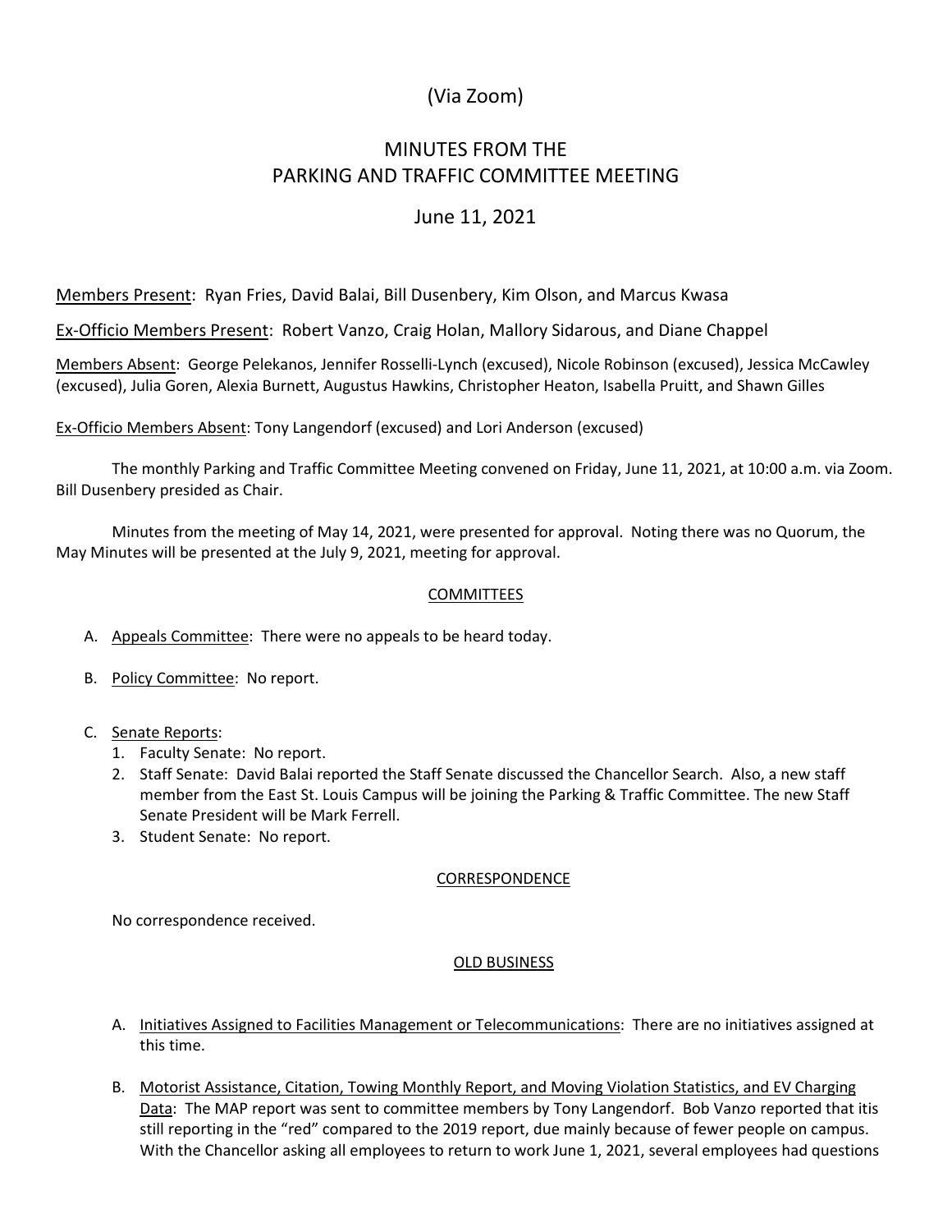(Via Zoom)

# MINUTES FROM THE PARKING AND TRAFFIC COMMITTEE MEETING

## June 11, 2021

Members Present: Ryan Fries, David Balai, Bill Dusenbery, Kim Olson, and Marcus Kwasa

Ex-Officio Members Present: Robert Vanzo, Craig Holan, Mallory Sidarous, and Diane Chappel

Members Absent: George Pelekanos, Jennifer Rosselli-Lynch (excused), Nicole Robinson (excused), Jessica McCawley (excused), Julia Goren, Alexia Burnett, Augustus Hawkins, Christopher Heaton, Isabella Pruitt, and Shawn Gilles

Ex-Officio Members Absent: Tony Langendorf (excused) and Lori Anderson (excused)

The monthly Parking and Traffic Committee Meeting convened on Friday, June 11, 2021, at 10:00 a.m. via Zoom. Bill Dusenbery presided as Chair.

Minutes from the meeting of May 14, 2021, were presented for approval. Noting there was no Quorum, the May Minutes will be presented at the July 9, 2021, meeting for approval.

### COMMITTEES

A. Appeals Committee: There were no appeals to be heard today.

B. Policy Committee: No report.

C. Senate Reports:
   1. Faculty Senate: No report.
   2. Staff Senate: David Balai reported the Staff Senate discussed the Chancellor Search. Also, a new staff member from the East St. Louis Campus will be joining the Parking & Traffic Committee. The new Staff Senate President will be Mark Ferrell.
   3. Student Senate: No report.

### CORRESPONDENCE

No correspondence received.

### OLD BUSINESS

A. Initiatives Assigned to Facilities Management or Telecommunications: There are no initiatives assigned at this time.

B. Motorist Assistance, Citation, Towing Monthly Report, and Moving Violation Statistics, and EV Charging Data: The MAP report was sent to committee members by Tony Langendorf. Bob Vanzo reported that itis still reporting in the "red" compared to the 2019 report, due mainly because of fewer people on campus. With the Chancellor asking all employees to return to work June 1, 2021, several employees had questions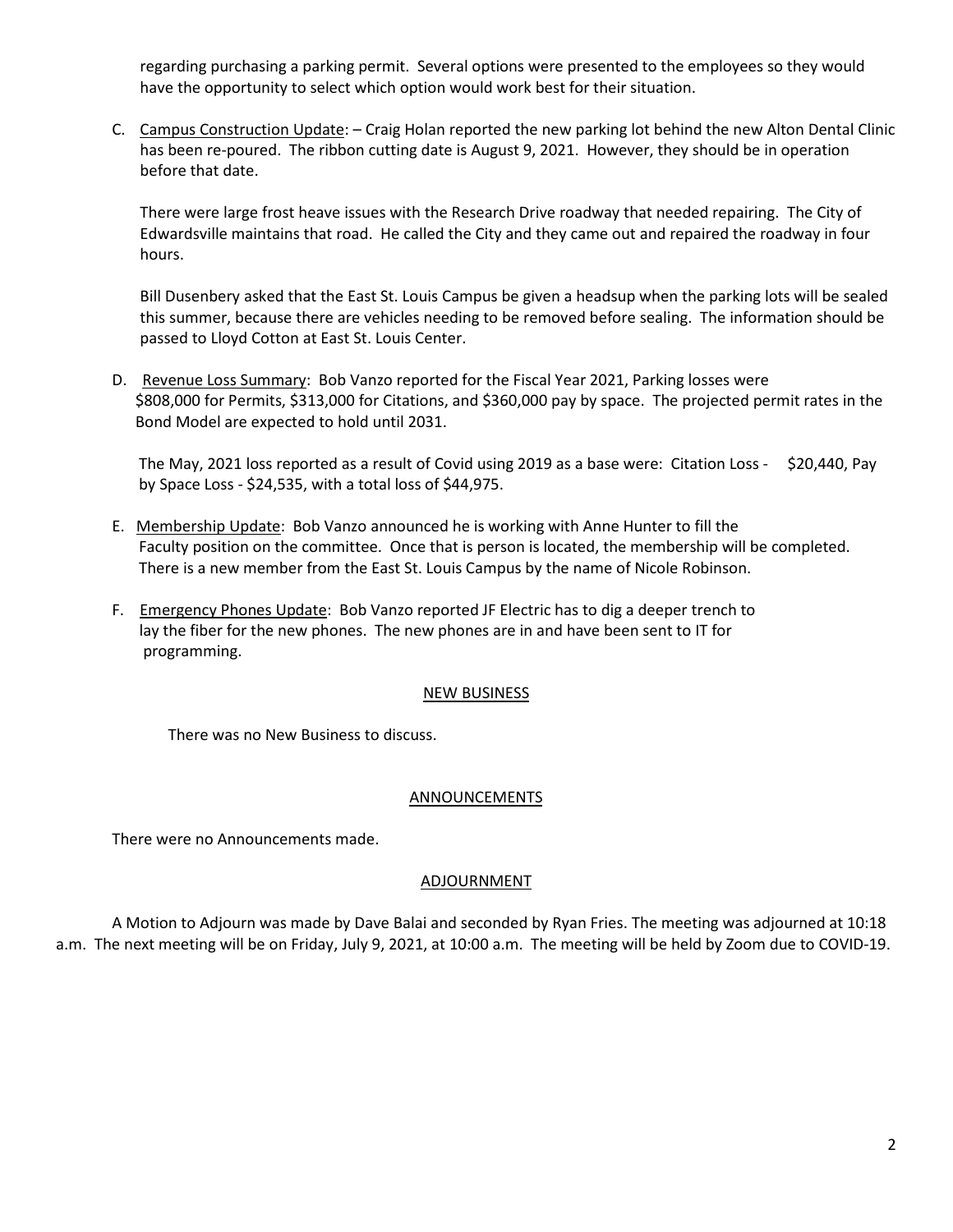regarding purchasing a parking permit. Several options were presented to the employees so they would have the opportunity to select which option would work best for their situation.

C. Campus Construction Update: – Craig Holan reported the new parking lot behind the new Alton Dental Clinic has been re-poured. The ribbon cutting date is August 9, 2021. However, they should be in operation before that date.

   There were large frost heave issues with the Research Drive roadway that needed repairing. The City of Edwardsville maintains that road. He called the City and they came out and repaired the roadway in four hours.

   Bill Dusenbery asked that the East St. Louis Campus be given a headsup when the parking lots will be sealed this summer, because there are vehicles needing to be removed before sealing. The information should be passed to Lloyd Cotton at East St. Louis Center.

D. Revenue Loss Summary: Bob Vanzo reported for the Fiscal Year 2021, Parking losses were $808,000 for Permits, $313,000 for Citations, and $360,000 pay by space. The projected permit rates in the Bond Model are expected to hold until 2031.

   The May, 2021 loss reported as a result of Covid using 2019 as a base were: Citation Loss - $20,440, Pay by Space Loss - $24,535, with a total loss of $44,975.

E. Membership Update: Bob Vanzo announced he is working with Anne Hunter to fill the Faculty position on the committee. Once that is person is located, the membership will be completed. There is a new member from the East St. Louis Campus by the name of Nicole Robinson.

F. Emergency Phones Update: Bob Vanzo reported JF Electric has to dig a deeper trench to lay the fiber for the new phones. The new phones are in and have been sent to IT for programming.

## NEW BUSINESS

There was no New Business to discuss.

## ANNOUNCEMENTS

There were no Announcements made.

## ADJOURNMENT

A Motion to Adjourn was made by Dave Balai and seconded by Ryan Fries. The meeting was adjourned at 10:18 a.m. The next meeting will be on Friday, July 9, 2021, at 10:00 a.m. The meeting will be held by Zoom due to COVID-19.